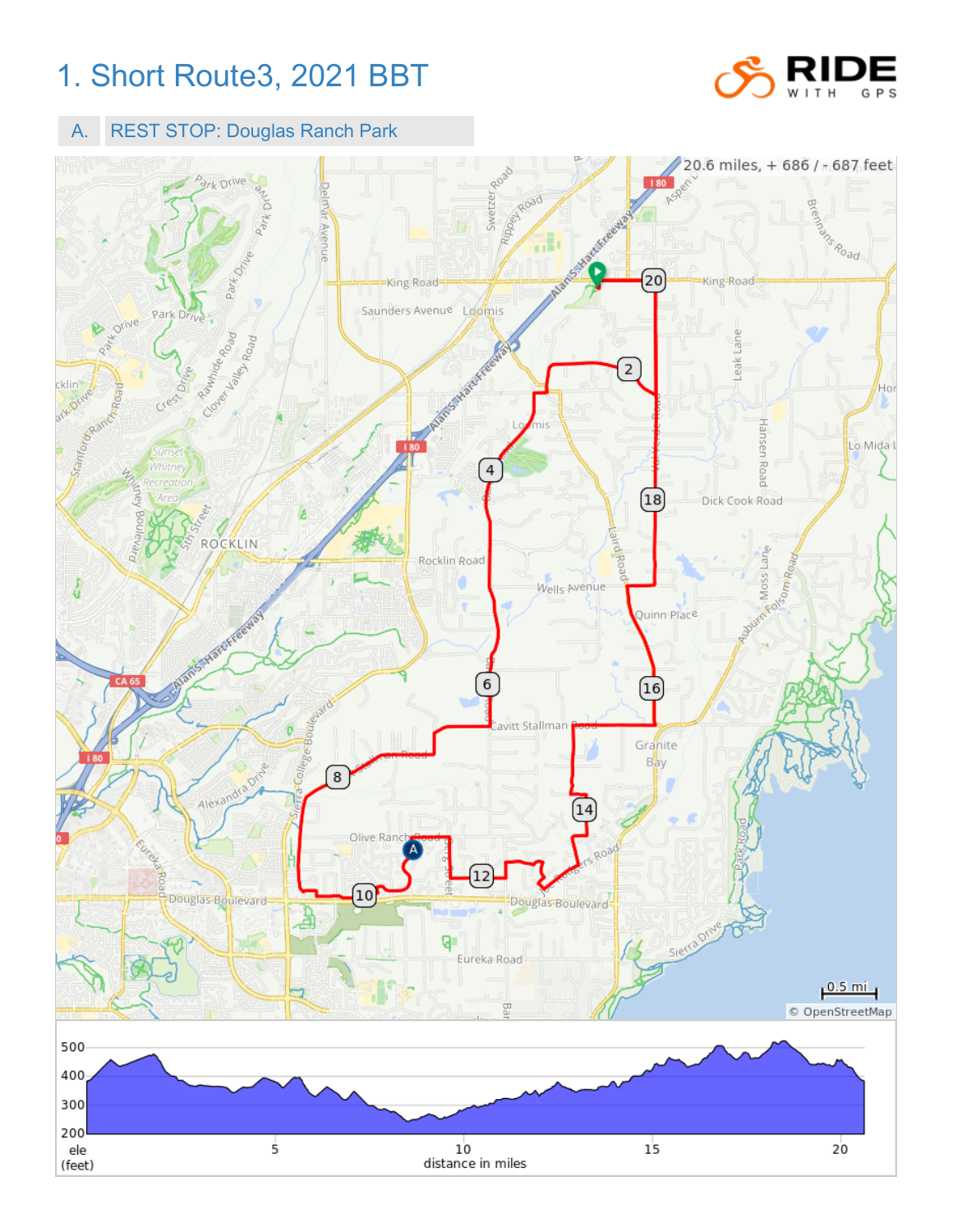# 1. Short Route3, 2021 BBT

| A. | REST STOP: Douglas Ranch Park |
|---|---|

20.6 miles, + 686 / - 687 feet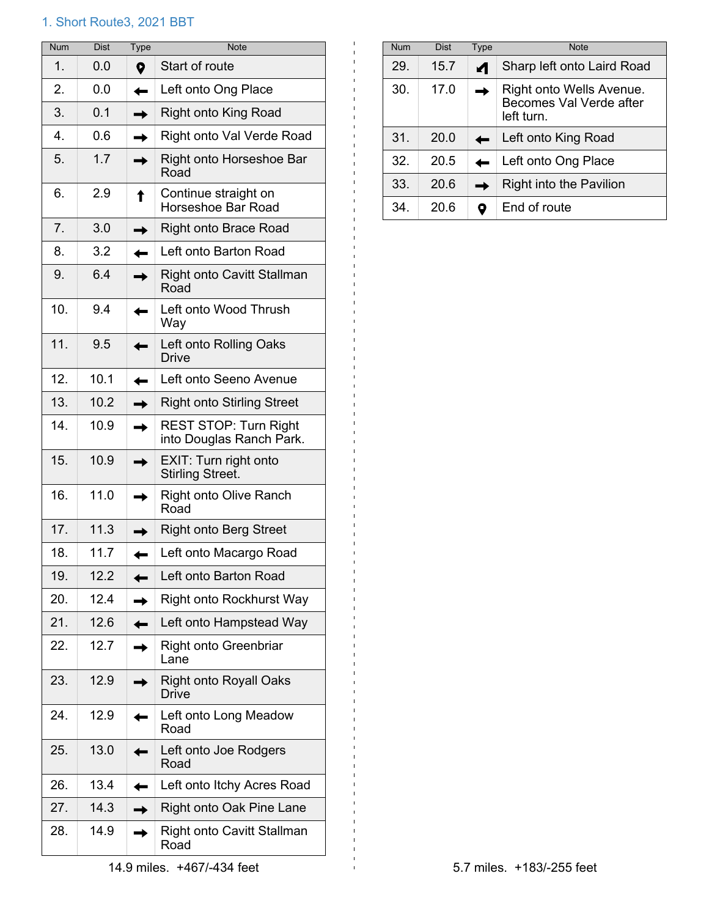1. Short Route3, 2021 BBT

| Num | Dist | Type | Note |
| --- | --- | --- | --- |
| 1. | 0.0 | 📍 | Start of route |
| 2. | 0.0 | ← | Left onto Ong Place |
| 3. | 0.1 | → | Right onto King Road |
| 4. | 0.6 | → | Right onto Val Verde Road |
| 5. | 1.7 | → | Right onto Horseshoe Bar Road |
| 6. | 2.9 | ↑ | Continue straight on Horseshoe Bar Road |
| 7. | 3.0 | → | Right onto Brace Road |
| 8. | 3.2 | ← | Left onto Barton Road |
| 9. | 6.4 | → | Right onto Cavitt Stallman Road |
| 10. | 9.4 | ← | Left onto Wood Thrush Way |
| 11. | 9.5 | ← | Left onto Rolling Oaks Drive |
| 12. | 10.1 | ← | Left onto Seeno Avenue |
| 13. | 10.2 | → | Right onto Stirling Street |
| 14. | 10.9 | → | REST STOP: Turn Right into Douglas Ranch Park. |
| 15. | 10.9 | → | EXIT: Turn right onto Stirling Street. |
| 16. | 11.0 | → | Right onto Olive Ranch Road |
| 17. | 11.3 | → | Right onto Berg Street |
| 18. | 11.7 | ← | Left onto Macargo Road |
| 19. | 12.2 | ← | Left onto Barton Road |
| 20. | 12.4 | → | Right onto Rockhurst Way |
| 21. | 12.6 | ← | Left onto Hampstead Way |
| 22. | 12.7 | → | Right onto Greenbriar Lane |
| 23. | 12.9 | → | Right onto Royall Oaks Drive |
| 24. | 12.9 | ← | Left onto Long Meadow Road |
| 25. | 13.0 | ← | Left onto Joe Rodgers Road |
| 26. | 13.4 | ← | Left onto Itchy Acres Road |
| 27. | 14.3 | → | Right onto Oak Pine Lane |
| 28. | 14.9 | → | Right onto Cavitt Stallman Road |

14.9 miles. +467/-434 feet

| Num | Dist | Type | Note |
| --- | --- | --- | --- |
| 29. | 15.7 | ↰ | Sharp left onto Laird Road |
| 30. | 17.0 | → | Right onto Wells Avenue. Becomes Val Verde after left turn. |
| 31. | 20.0 | ← | Left onto King Road |
| 32. | 20.5 | ← | Left onto Ong Place |
| 33. | 20.6 | → | Right into the Pavilion |
| 34. | 20.6 | 📍 | End of route |

5.7 miles. +183/-255 feet